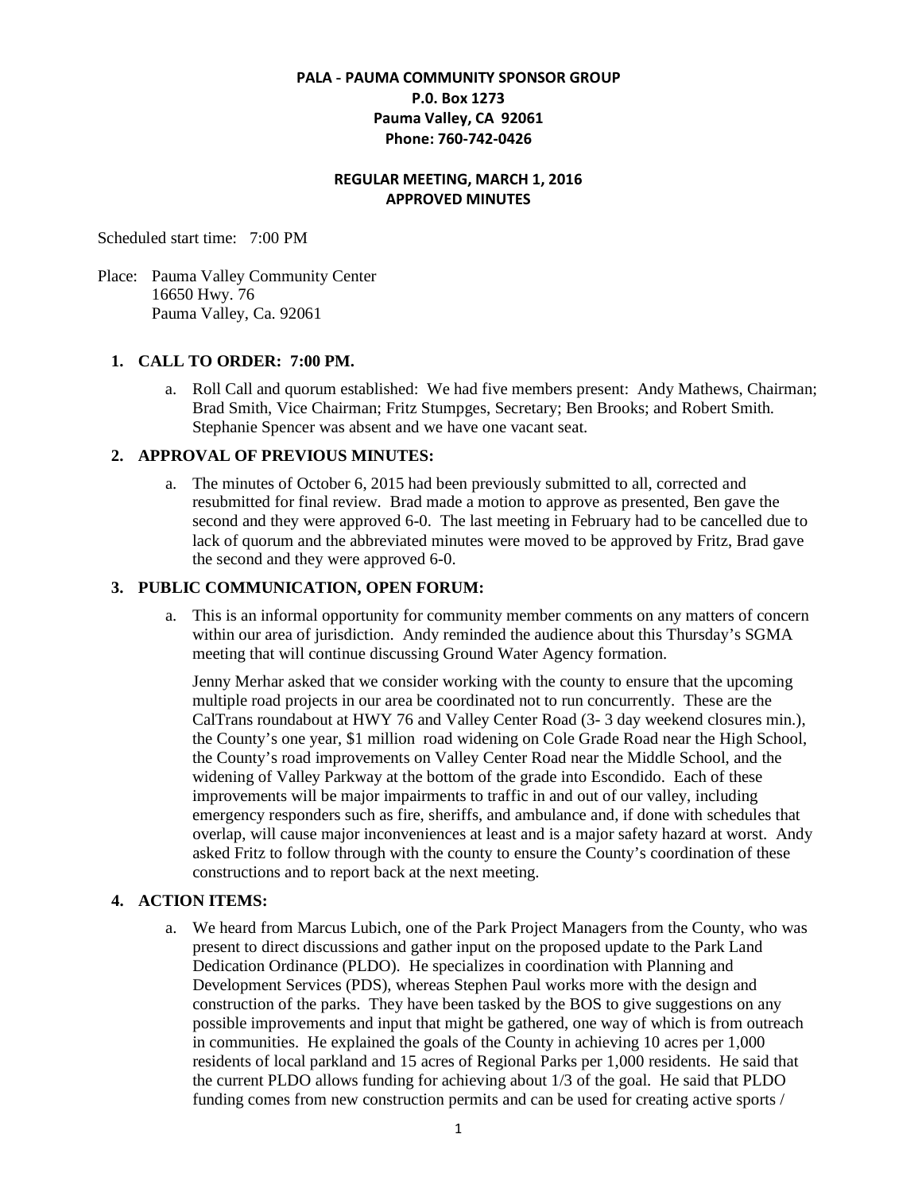**PALA - PAUMA COMMUNITY SPONSOR GROUP**
**P.0. Box 1273**
**Pauma Valley, CA 92061**
**Phone: 760-742-0426**

**REGULAR MEETING, MARCH 1, 2016**
**APPROVED MINUTES**

Scheduled start time: 7:00 PM

Place: Pauma Valley Community Center
16650 Hwy. 76
Pauma Valley, Ca. 92061

1. **CALL TO ORDER: 7:00 PM.**

   a. Roll Call and quorum established: We had five members present: Andy Mathews, Chairman; Brad Smith, Vice Chairman; Fritz Stumpges, Secretary; Ben Brooks; and Robert Smith. Stephanie Spencer was absent and we have one vacant seat.

2. **APPROVAL OF PREVIOUS MINUTES:**

   a. The minutes of October 6, 2015 had been previously submitted to all, corrected and resubmitted for final review. Brad made a motion to approve as presented, Ben gave the second and they were approved 6-0. The last meeting in February had to be cancelled due to lack of quorum and the abbreviated minutes were moved to be approved by Fritz, Brad gave the second and they were approved 6-0.

3. **PUBLIC COMMUNICATION, OPEN FORUM:**

   a. This is an informal opportunity for community member comments on any matters of concern within our area of jurisdiction. Andy reminded the audience about this Thursday's SGMA meeting that will continue discussing Ground Water Agency formation.

      Jenny Merhar asked that we consider working with the county to ensure that the upcoming multiple road projects in our area be coordinated not to run concurrently. These are the CalTrans roundabout at HWY 76 and Valley Center Road (3- 3 day weekend closures min.), the County's one year, $1 million road widening on Cole Grade Road near the High School, the County's road improvements on Valley Center Road near the Middle School, and the widening of Valley Parkway at the bottom of the grade into Escondido. Each of these improvements will be major impairments to traffic in and out of our valley, including emergency responders such as fire, sheriffs, and ambulance and, if done with schedules that overlap, will cause major inconveniences at least and is a major safety hazard at worst. Andy asked Fritz to follow through with the county to ensure the County's coordination of these constructions and to report back at the next meeting.

4. **ACTION ITEMS:**

   a. We heard from Marcus Lubich, one of the Park Project Managers from the County, who was present to direct discussions and gather input on the proposed update to the Park Land Dedication Ordinance (PLDO). He specializes in coordination with Planning and Development Services (PDS), whereas Stephen Paul works more with the design and construction of the parks. They have been tasked by the BOS to give suggestions on any possible improvements and input that might be gathered, one way of which is from outreach in communities. He explained the goals of the County in achieving 10 acres per 1,000 residents of local parkland and 15 acres of Regional Parks per 1,000 residents. He said that the current PLDO allows funding for achieving about 1/3 of the goal. He said that PLDO funding comes from new construction permits and can be used for creating active sports /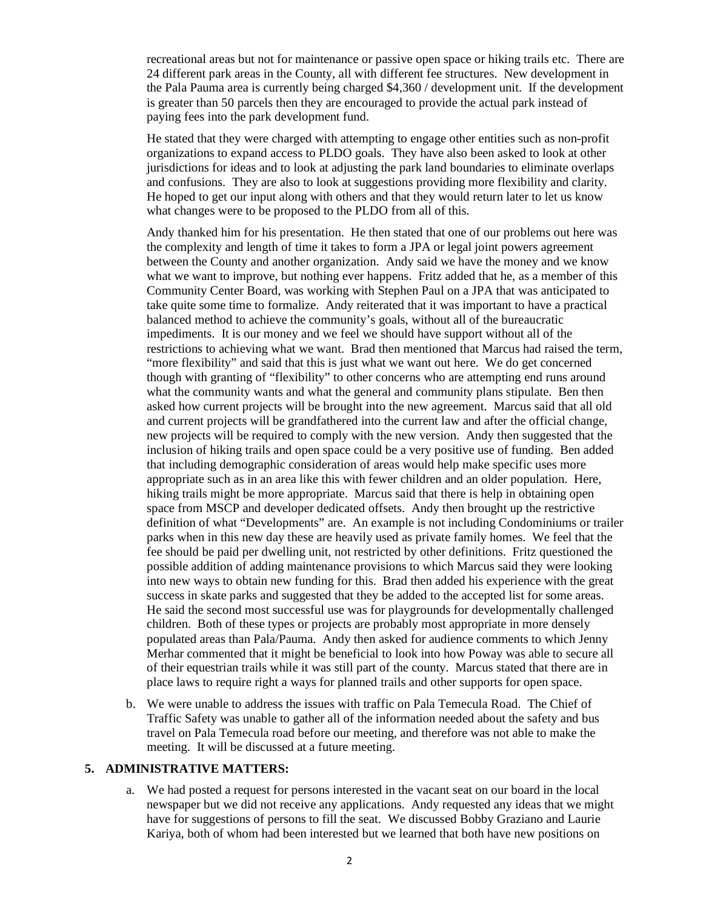recreational areas but not for maintenance or passive open space or hiking trails etc. There are 24 different park areas in the County, all with different fee structures. New development in the Pala Pauma area is currently being charged $4,360 / development unit. If the development is greater than 50 parcels then they are encouraged to provide the actual park instead of paying fees into the park development fund.

He stated that they were charged with attempting to engage other entities such as non-profit organizations to expand access to PLDO goals. They have also been asked to look at other jurisdictions for ideas and to look at adjusting the park land boundaries to eliminate overlaps and confusions. They are also to look at suggestions providing more flexibility and clarity. He hoped to get our input along with others and that they would return later to let us know what changes were to be proposed to the PLDO from all of this.

Andy thanked him for his presentation. He then stated that one of our problems out here was the complexity and length of time it takes to form a JPA or legal joint powers agreement between the County and another organization. Andy said we have the money and we know what we want to improve, but nothing ever happens. Fritz added that he, as a member of this Community Center Board, was working with Stephen Paul on a JPA that was anticipated to take quite some time to formalize. Andy reiterated that it was important to have a practical balanced method to achieve the community's goals, without all of the bureaucratic impediments. It is our money and we feel we should have support without all of the restrictions to achieving what we want. Brad then mentioned that Marcus had raised the term, "more flexibility" and said that this is just what we want out here. We do get concerned though with granting of "flexibility" to other concerns who are attempting end runs around what the community wants and what the general and community plans stipulate. Ben then asked how current projects will be brought into the new agreement. Marcus said that all old and current projects will be grandfathered into the current law and after the official change, new projects will be required to comply with the new version. Andy then suggested that the inclusion of hiking trails and open space could be a very positive use of funding. Ben added that including demographic consideration of areas would help make specific uses more appropriate such as in an area like this with fewer children and an older population. Here, hiking trails might be more appropriate. Marcus said that there is help in obtaining open space from MSCP and developer dedicated offsets. Andy then brought up the restrictive definition of what "Developments" are. An example is not including Condominiums or trailer parks when in this new day these are heavily used as private family homes. We feel that the fee should be paid per dwelling unit, not restricted by other definitions. Fritz questioned the possible addition of adding maintenance provisions to which Marcus said they were looking into new ways to obtain new funding for this. Brad then added his experience with the great success in skate parks and suggested that they be added to the accepted list for some areas. He said the second most successful use was for playgrounds for developmentally challenged children. Both of these types or projects are probably most appropriate in more densely populated areas than Pala/Pauma. Andy then asked for audience comments to which Jenny Merhar commented that it might be beneficial to look into how Poway was able to secure all of their equestrian trails while it was still part of the county. Marcus stated that there are in place laws to require right a ways for planned trails and other supports for open space.

b. We were unable to address the issues with traffic on Pala Temecula Road. The Chief of Traffic Safety was unable to gather all of the information needed about the safety and bus travel on Pala Temecula road before our meeting, and therefore was not able to make the meeting. It will be discussed at a future meeting.

**5. ADMINISTRATIVE MATTERS:**

a. We had posted a request for persons interested in the vacant seat on our board in the local newspaper but we did not receive any applications. Andy requested any ideas that we might have for suggestions of persons to fill the seat. We discussed Bobby Graziano and Laurie Kariya, both of whom had been interested but we learned that both have new positions on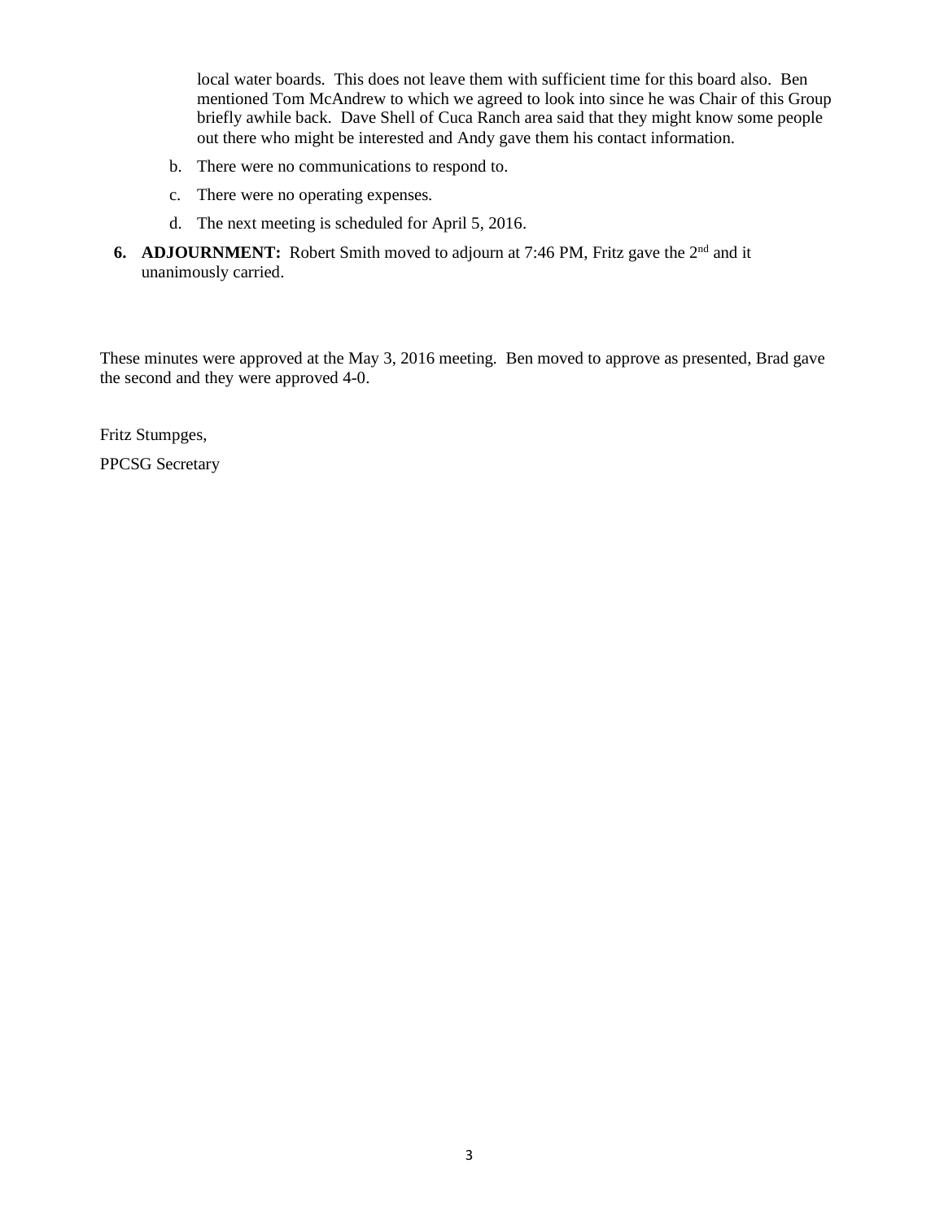local water boards. This does not leave them with sufficient time for this board also. Ben mentioned Tom McAndrew to which we agreed to look into since he was Chair of this Group briefly awhile back. Dave Shell of Cuca Ranch area said that they might know some people out there who might be interested and Andy gave them his contact information.

b. There were no communications to respond to.

c. There were no operating expenses.

d. The next meeting is scheduled for April 5, 2016.

**6. ADJOURNMENT:** Robert Smith moved to adjourn at 7:46 PM, Fritz gave the 2nd and it unanimously carried.

These minutes were approved at the May 3, 2016 meeting. Ben moved to approve as presented, Brad gave the second and they were approved 4-0.

Fritz Stumpges,

PPCSG Secretary